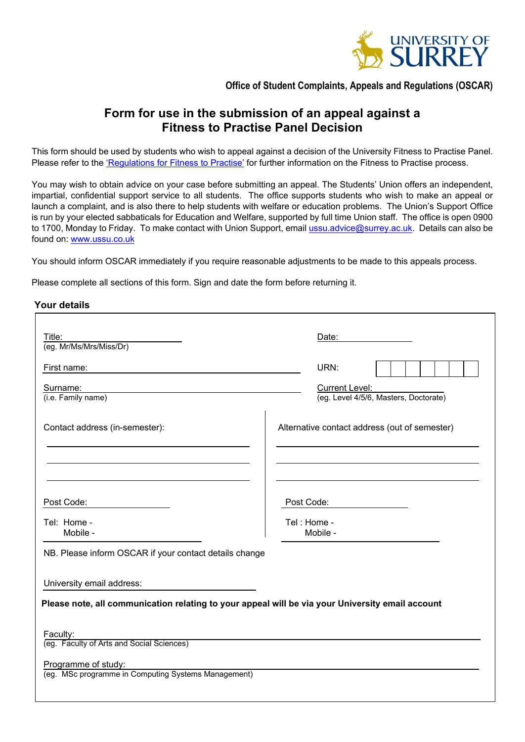UNIVERSITY OF SURREY

**Office of Student Complaints, Appeals and Regulations (OSCAR)**

# Form for use in the submission of an appeal against a Fitness to Practise Panel Decision

This form should be used by students who wish to appeal against a decision of the University Fitness to Practise Panel. Please refer to the 'Regulations for Fitness to Practise' for further information on the Fitness to Practise process.

You may wish to obtain advice on your case before submitting an appeal. The Students' Union offers an independent, impartial, confidential support service to all students. The office supports students who wish to make an appeal or launch a complaint, and is also there to help students with welfare or education problems. The Union's Support Office is run by your elected sabbaticals for Education and Welfare, supported by full time Union staff. The office is open 0900 to 1700, Monday to Friday. To make contact with Union Support, email ussu.advice@surrey.ac.uk. Details can also be found on: www.ussu.co.uk

You should inform OSCAR immediately if you require reasonable adjustments to be made to this appeals process.

Please complete all sections of this form. Sign and date the form before returning it.

## Your details

Title: ____________________
(eg. Mr/Ms/Mrs/Miss/Dr)

Date: ____________________

First name: ____________________

URN: | | | | | | | |

Surname: ____________________
(i.e. Family name)

Current Level: ____________________
(eg. Level 4/5/6, Masters, Doctorate)

Contact address (in-semester):

____________________

____________________

____________________

Post Code: ____________________

Tel: Home -
Mobile -

Alternative contact address (out of semester)

____________________

____________________

____________________

Post Code: ____________________

Tel : Home -
Mobile -

NB. Please inform OSCAR if your contact details change

University email address: ____________________

**Please note, all communication relating to your appeal will be via your University email account**

Faculty: ____________________
(eg. Faculty of Arts and Social Sciences)

Programme of study: ____________________
(eg. MSc programme in Computing Systems Management)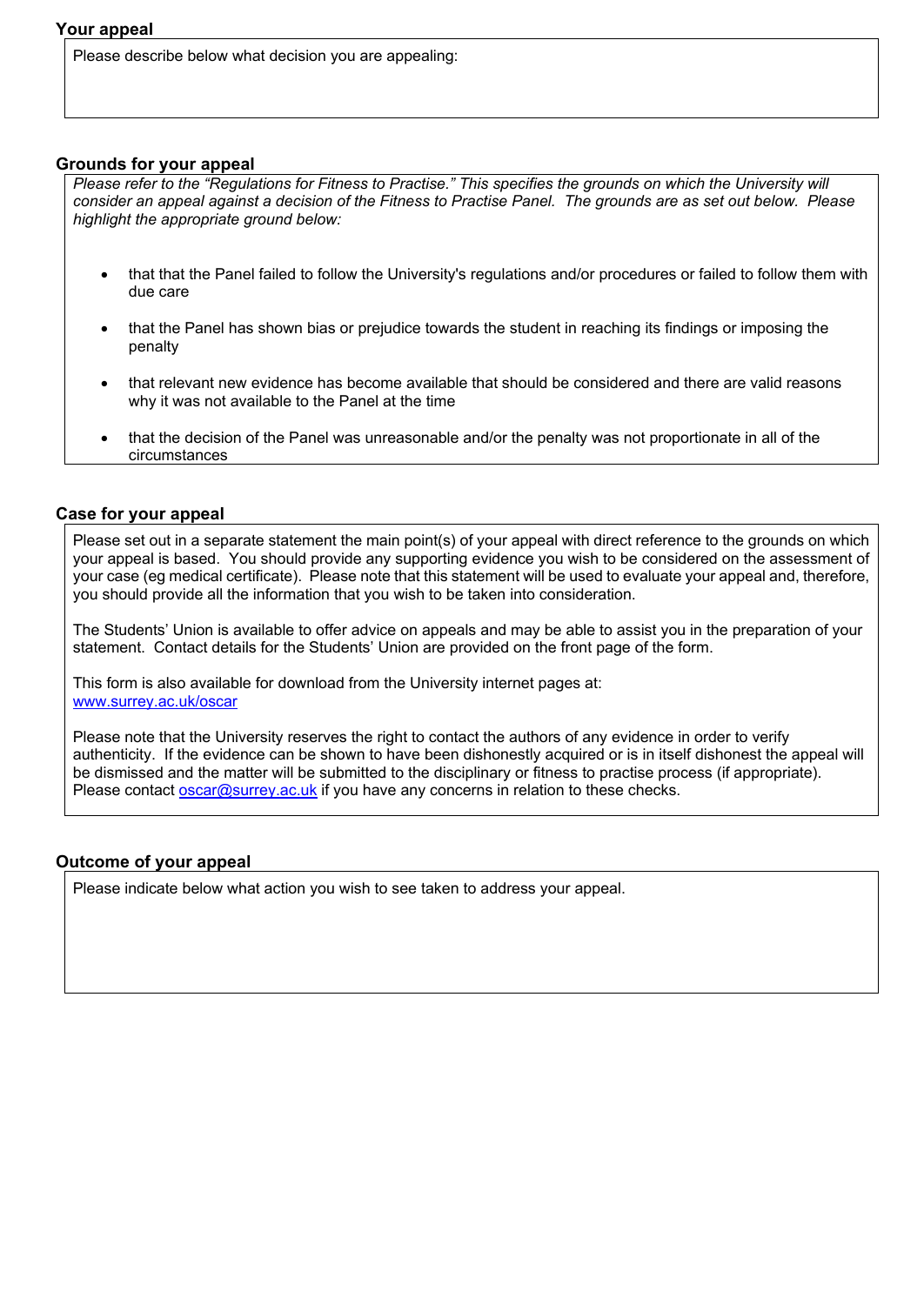## Your appeal

Please describe below what decision you are appealing:

## Grounds for your appeal

*Please refer to the "Regulations for Fitness to Practise." This specifies the grounds on which the University will consider an appeal against a decision of the Fitness to Practise Panel. The grounds are as set out below. Please highlight the appropriate ground below:*

- that that the Panel failed to follow the University's regulations and/or procedures or failed to follow them with due care
- that the Panel has shown bias or prejudice towards the student in reaching its findings or imposing the penalty
- that relevant new evidence has become available that should be considered and there are valid reasons why it was not available to the Panel at the time
- that the decision of the Panel was unreasonable and/or the penalty was not proportionate in all of the circumstances

## Case for your appeal

Please set out in a separate statement the main point(s) of your appeal with direct reference to the grounds on which your appeal is based. You should provide any supporting evidence you wish to be considered on the assessment of your case (eg medical certificate). Please note that this statement will be used to evaluate your appeal and, therefore, you should provide all the information that you wish to be taken into consideration.

The Students' Union is available to offer advice on appeals and may be able to assist you in the preparation of your statement. Contact details for the Students' Union are provided on the front page of the form.

This form is also available for download from the University internet pages at:
www.surrey.ac.uk/oscar

Please note that the University reserves the right to contact the authors of any evidence in order to verify authenticity. If the evidence can be shown to have been dishonestly acquired or is in itself dishonest the appeal will be dismissed and the matter will be submitted to the disciplinary or fitness to practise process (if appropriate). Please contact oscar@surrey.ac.uk if you have any concerns in relation to these checks.

## Outcome of your appeal

Please indicate below what action you wish to see taken to address your appeal.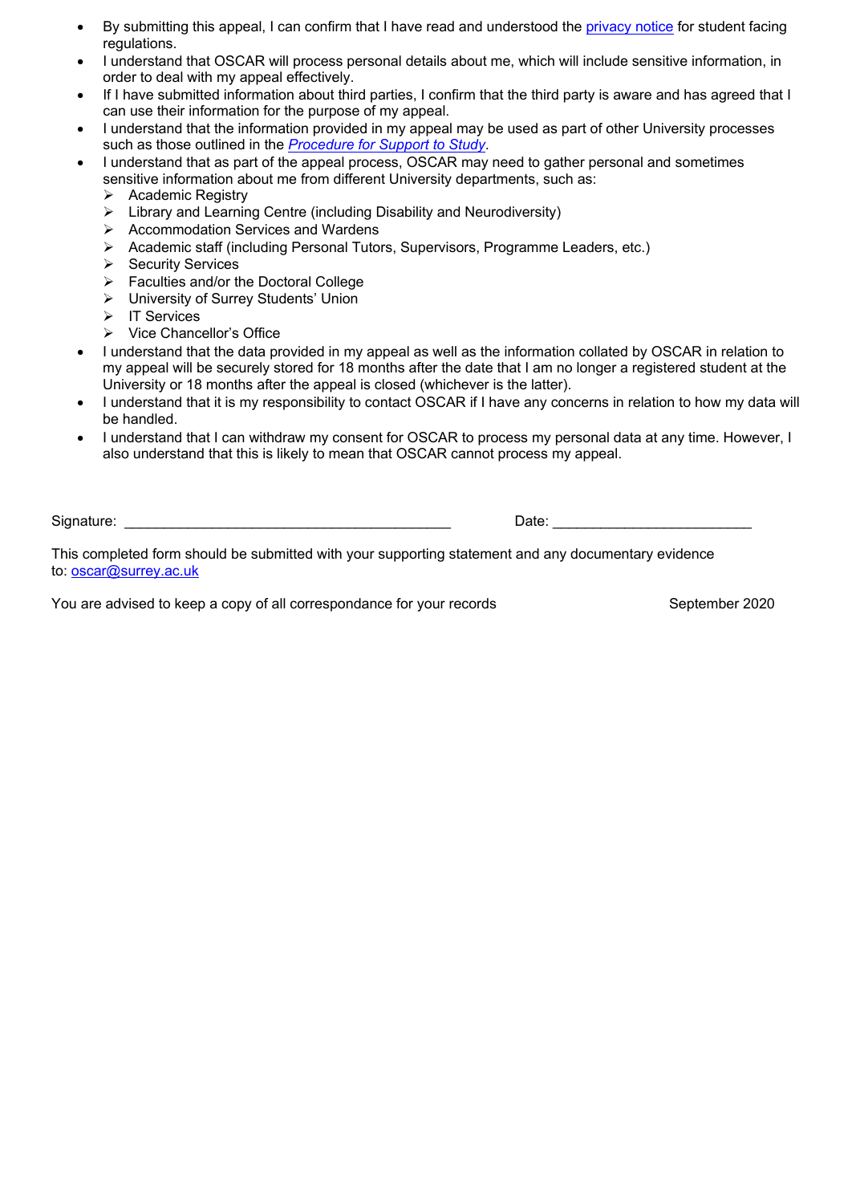- By submitting this appeal, I can confirm that I have read and understood the [privacy notice](#) for student facing regulations.
- I understand that OSCAR will process personal details about me, which will include sensitive information, in order to deal with my appeal effectively.
- If I have submitted information about third parties, I confirm that the third party is aware and has agreed that I can use their information for the purpose of my appeal.
- I understand that the information provided in my appeal may be used as part of other University processes such as those outlined in the *[Procedure for Support to Study](#)*.
- I understand that as part of the appeal process, OSCAR may need to gather personal and sometimes sensitive information about me from different University departments, such as:
  - Academic Registry
  - Library and Learning Centre (including Disability and Neurodiversity)
  - Accommodation Services and Wardens
  - Academic staff (including Personal Tutors, Supervisors, Programme Leaders, etc.)
  - Security Services
  - Faculties and/or the Doctoral College
  - University of Surrey Students' Union
  - IT Services
  - Vice Chancellor's Office
- I understand that the data provided in my appeal as well as the information collated by OSCAR in relation to my appeal will be securely stored for 18 months after the date that I am no longer a registered student at the University or 18 months after the appeal is closed (whichever is the latter).
- I understand that it is my responsibility to contact OSCAR if I have any concerns in relation to how my data will be handled.
- I understand that I can withdraw my consent for OSCAR to process my personal data at any time. However, I also understand that this is likely to mean that OSCAR cannot process my appeal.

Signature: ________________________________________ Date: ________________________

This completed form should be submitted with your supporting statement and any documentary evidence to: [oscar@surrey.ac.uk](mailto:oscar@surrey.ac.uk)

You are advised to keep a copy of all correspondance for your records

September 2020